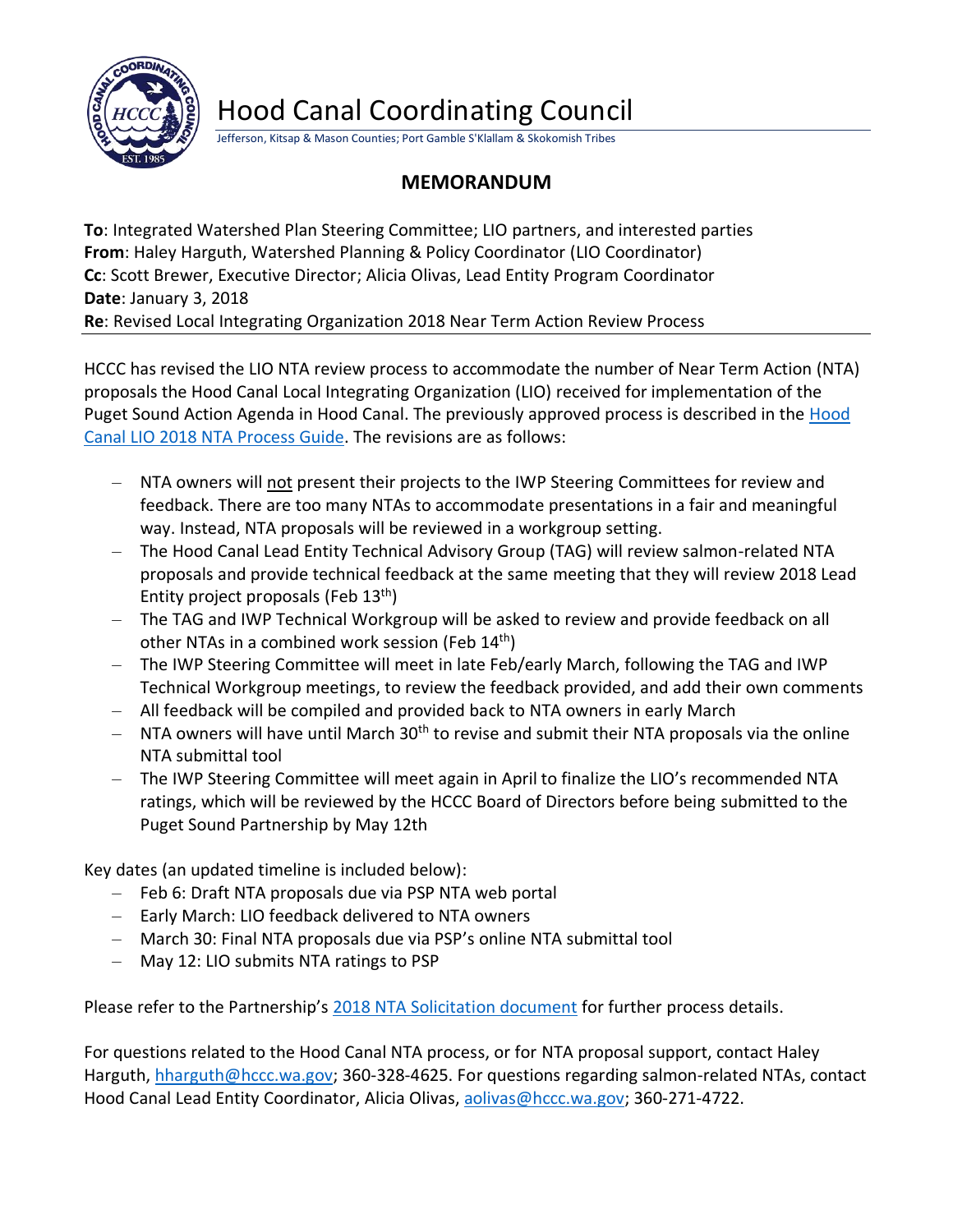# Hood Canal Coordinating Council

Jefferson, Kitsap & Mason Counties; Port Gamble S'Klallam & Skokomish Tribes

## MEMORANDUM

**To**: Integrated Watershed Plan Steering Committee; LIO partners, and interested parties
**From**: Haley Harguth, Watershed Planning & Policy Coordinator (LIO Coordinator)
**Cc**: Scott Brewer, Executive Director; Alicia Olivas, Lead Entity Program Coordinator
**Date**: January 3, 2018
**Re**: Revised Local Integrating Organization 2018 Near Term Action Review Process

HCCC has revised the LIO NTA review process to accommodate the number of Near Term Action (NTA) proposals the Hood Canal Local Integrating Organization (LIO) received for implementation of the Puget Sound Action Agenda in Hood Canal. The previously approved process is described in the Hood Canal LIO 2018 NTA Process Guide. The revisions are as follows:

- NTA owners will not present their projects to the IWP Steering Committees for review and feedback. There are too many NTAs to accommodate presentations in a fair and meaningful way. Instead, NTA proposals will be reviewed in a workgroup setting.
- The Hood Canal Lead Entity Technical Advisory Group (TAG) will review salmon-related NTA proposals and provide technical feedback at the same meeting that they will review 2018 Lead Entity project proposals (Feb 13th)
- The TAG and IWP Technical Workgroup will be asked to review and provide feedback on all other NTAs in a combined work session (Feb 14th)
- The IWP Steering Committee will meet in late Feb/early March, following the TAG and IWP Technical Workgroup meetings, to review the feedback provided, and add their own comments
- All feedback will be compiled and provided back to NTA owners in early March
- NTA owners will have until March 30th to revise and submit their NTA proposals via the online NTA submittal tool
- The IWP Steering Committee will meet again in April to finalize the LIO's recommended NTA ratings, which will be reviewed by the HCCC Board of Directors before being submitted to the Puget Sound Partnership by May 12th

Key dates (an updated timeline is included below):

- Feb 6: Draft NTA proposals due via PSP NTA web portal
- Early March: LIO feedback delivered to NTA owners
- March 30: Final NTA proposals due via PSP's online NTA submittal tool
- May 12: LIO submits NTA ratings to PSP

Please refer to the Partnership's 2018 NTA Solicitation document for further process details.

For questions related to the Hood Canal NTA process, or for NTA proposal support, contact Haley Harguth, hharguth@hccc.wa.gov; 360-328-4625. For questions regarding salmon-related NTAs, contact Hood Canal Lead Entity Coordinator, Alicia Olivas, aolivas@hccc.wa.gov; 360-271-4722.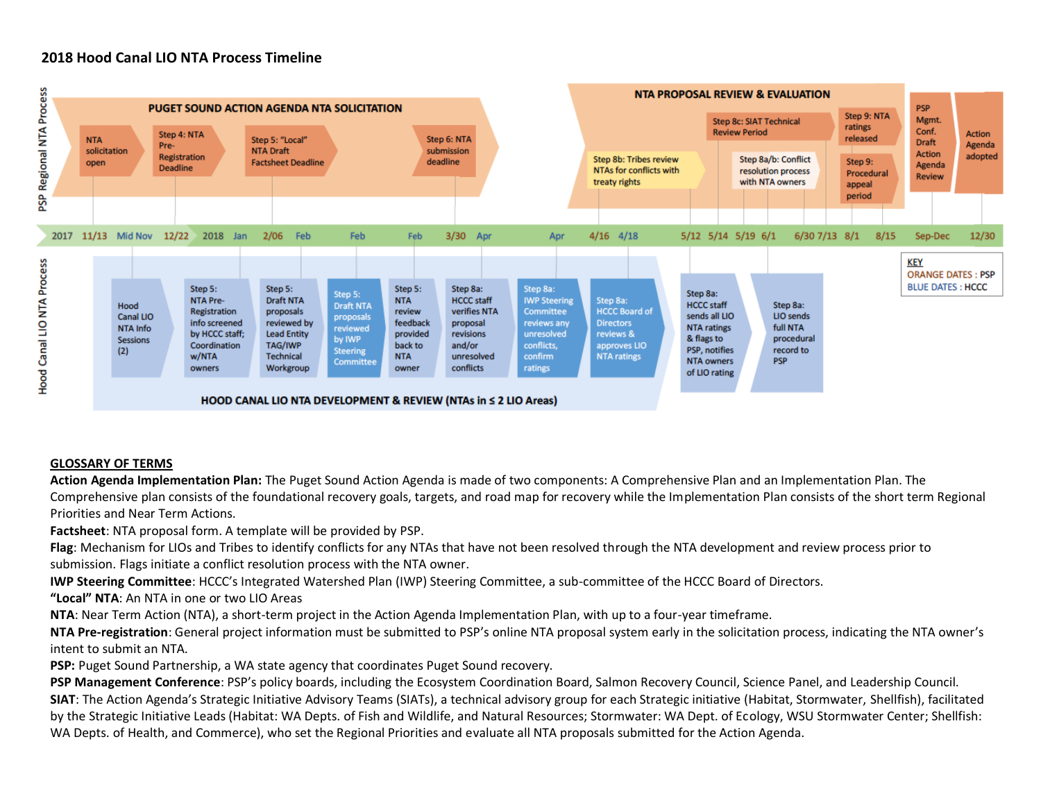## 2018 Hood Canal LIO NTA Process Timeline

PSP Regional NTA Process

PUGET SOUND ACTION AGENDA NTA SOLICITATION

NTA solicitation open

Step 4: NTA Pre-Registration Deadline

Step 5: "Local" NTA Draft Factsheet Deadline

Step 6: NTA submission deadline

NTA PROPOSAL REVIEW & EVALUATION

Step 8b: Tribes review NTAs for conflicts with treaty rights

Step 8c: SIAT Technical Review Period

Step 8a/b: Conflict resolution process with NTA owners

Step 9: NTA ratings released

Step 9: Procedural appeal period

PSP Mgmt. Conf. Draft Action Agenda Review

Action Agenda adopted

2017 11/13 Mid Nov 12/22 2018 Jan 2/06 Feb Feb Feb 3/30 Apr Apr 4/16 4/18 5/12 5/14 5/19 6/1 6/30 7/13 8/1 8/15 Sep-Dec 12/30

Hood Canal LIO NTA Process

Hood Canal LIO NTA Info Sessions (2)

Step 5: NTA Pre-Registration info screened by HCCC staff; Coordination w/NTA owners

Step 5: Draft NTA proposals reviewed by Lead Entity TAG/IWP Technical Workgroup

Step 5: Draft NTA proposals reviewed by IWP Steering Committee

Step 5: NTA review feedback provided back to NTA owner

Step 8a: HCCC staff verifies NTA proposal revisions and/or unresolved conflicts

Step 8a: IWP Steering Committee reviews any unresolved conflicts, confirm ratings

Step 8a: HCCC Board of Directors reviews & approves LIO NTA ratings

Step 8a: HCCC staff sends all LIO NTA ratings & flags to PSP, notifies NTA owners of LIO rating

Step 8a: LIO sends full NTA procedural record to PSP

HOOD CANAL LIO NTA DEVELOPMENT & REVIEW (NTAs in ≤ 2 LIO Areas)

KEY
ORANGE DATES : PSP
BLUE DATES : HCCC

**GLOSSARY OF TERMS**

**Action Agenda Implementation Plan:** The Puget Sound Action Agenda is made of two components: A Comprehensive Plan and an Implementation Plan. The Comprehensive plan consists of the foundational recovery goals, targets, and road map for recovery while the Implementation Plan consists of the short term Regional Priorities and Near Term Actions.

**Factsheet**: NTA proposal form. A template will be provided by PSP.

**Flag**: Mechanism for LIOs and Tribes to identify conflicts for any NTAs that have not been resolved through the NTA development and review process prior to submission. Flags initiate a conflict resolution process with the NTA owner.

**IWP Steering Committee**: HCCC's Integrated Watershed Plan (IWP) Steering Committee, a sub-committee of the HCCC Board of Directors.

**"Local" NTA**: An NTA in one or two LIO Areas

**NTA**: Near Term Action (NTA), a short-term project in the Action Agenda Implementation Plan, with up to a four-year timeframe.

**NTA Pre-registration**: General project information must be submitted to PSP's online NTA proposal system early in the solicitation process, indicating the NTA owner's intent to submit an NTA.

**PSP:** Puget Sound Partnership, a WA state agency that coordinates Puget Sound recovery.

**PSP Management Conference**: PSP's policy boards, including the Ecosystem Coordination Board, Salmon Recovery Council, Science Panel, and Leadership Council.

**SIAT**: The Action Agenda's Strategic Initiative Advisory Teams (SIATs), a technical advisory group for each Strategic initiative (Habitat, Stormwater, Shellfish), facilitated by the Strategic Initiative Leads (Habitat: WA Depts. of Fish and Wildlife, and Natural Resources; Stormwater: WA Dept. of Ecology, WSU Stormwater Center; Shellfish: WA Depts. of Health, and Commerce), who set the Regional Priorities and evaluate all NTA proposals submitted for the Action Agenda.